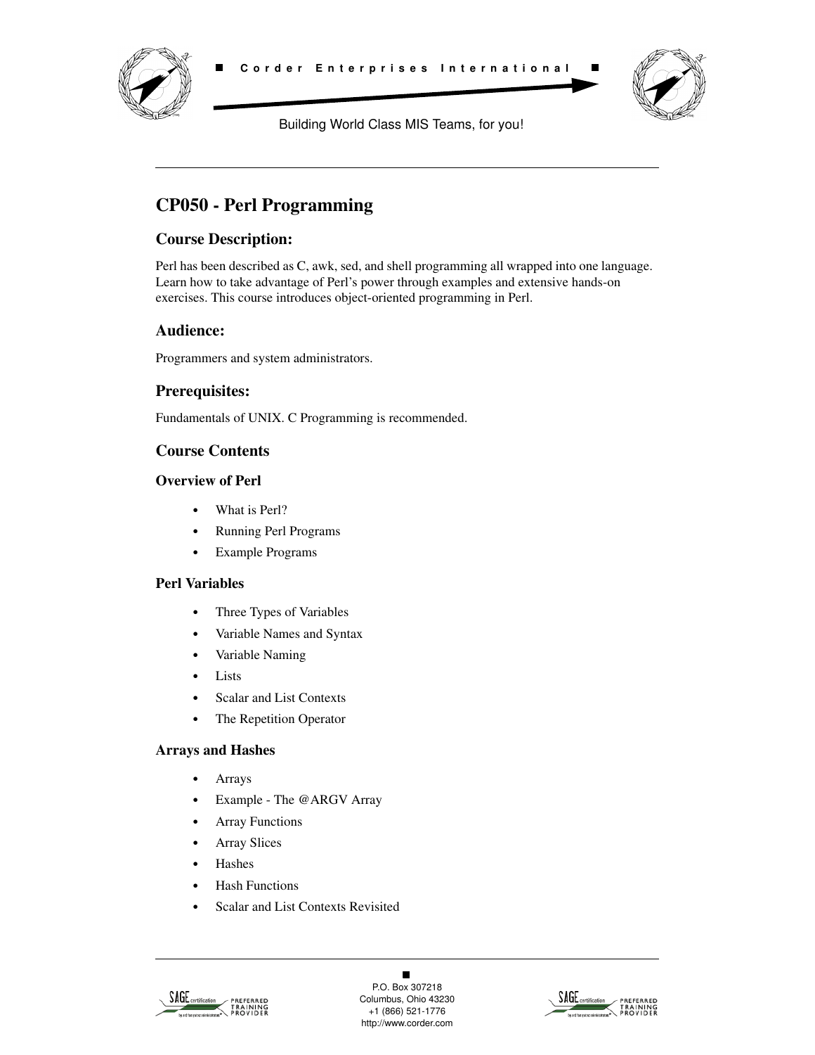# CP050 - Perl Programming

## Course Description:

Perl has been described as C, awk, sed, and shell programming all wrapped into one language. Learn how to take advantage of Perl's power through examples and extensive hands-on exercises. This course introduces object-oriented programming in Perl.

## Audience:

Programmers and system administrators.

## Prerequisites:

Fundamentals of UNIX. C Programming is recommended.

## Course Contents

### Overview of Perl

- What is Perl?
- Running Perl Programs
- Example Programs

### Perl Variables

- Three Types of Variables
- Variable Names and Syntax
- Variable Naming
- Lists
- Scalar and List Contexts
- The Repetition Operator

### Arrays and Hashes

- Arrays
- Example - The @ARGV Array
- Array Functions
- Array Slices
- Hashes
- Hash Functions
- Scalar and List Contexts Revisited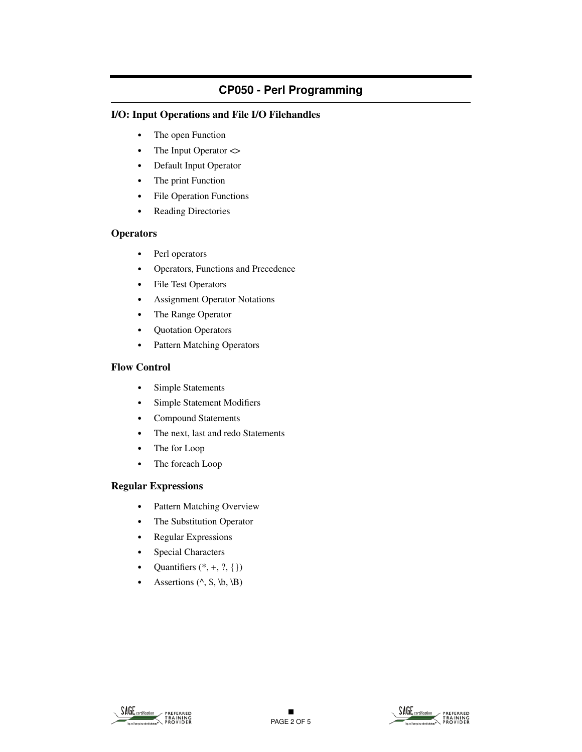## CP050 - Perl Programming

### I/O: Input Operations and File I/O Filehandles

- The open Function
- The Input Operator <>
- Default Input Operator
- The print Function
- File Operation Functions
- Reading Directories

### Operators

- Perl operators
- Operators, Functions and Precedence
- File Test Operators
- Assignment Operator Notations
- The Range Operator
- Quotation Operators
- Pattern Matching Operators

### Flow Control

- Simple Statements
- Simple Statement Modifiers
- Compound Statements
- The next, last and redo Statements
- The for Loop
- The foreach Loop

### Regular Expressions

- Pattern Matching Overview
- The Substitution Operator
- Regular Expressions
- Special Characters
- Quantifiers (*, +, ?, {})
- Assertions (^, $, \b, \B)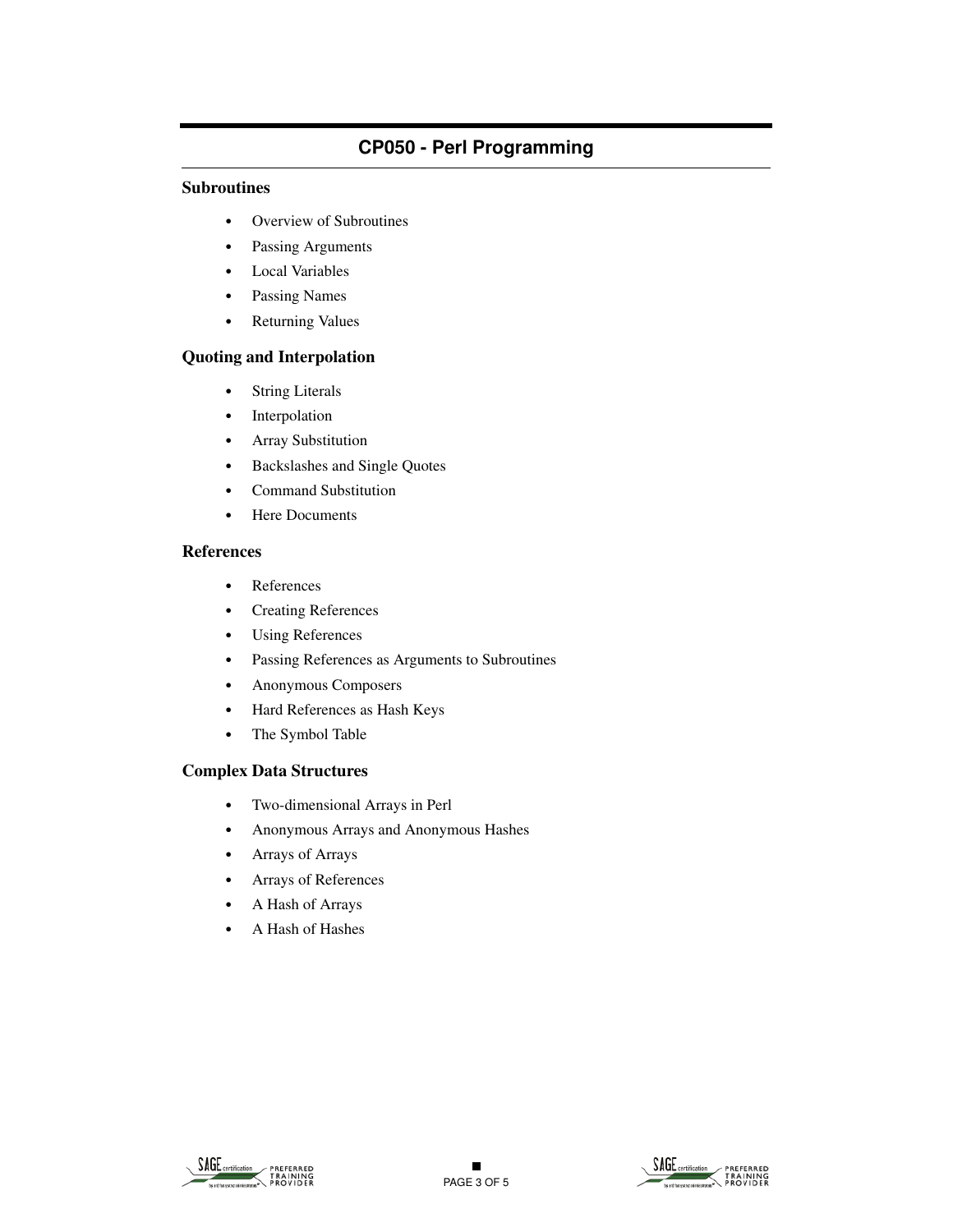## CP050 - Perl Programming

### Subroutines

- Overview of Subroutines
- Passing Arguments
- Local Variables
- Passing Names
- Returning Values

### Quoting and Interpolation

- String Literals
- Interpolation
- Array Substitution
- Backslashes and Single Quotes
- Command Substitution
- Here Documents

### References

- References
- Creating References
- Using References
- Passing References as Arguments to Subroutines
- Anonymous Composers
- Hard References as Hash Keys
- The Symbol Table

### Complex Data Structures

- Two-dimensional Arrays in Perl
- Anonymous Arrays and Anonymous Hashes
- Arrays of Arrays
- Arrays of References
- A Hash of Arrays
- A Hash of Hashes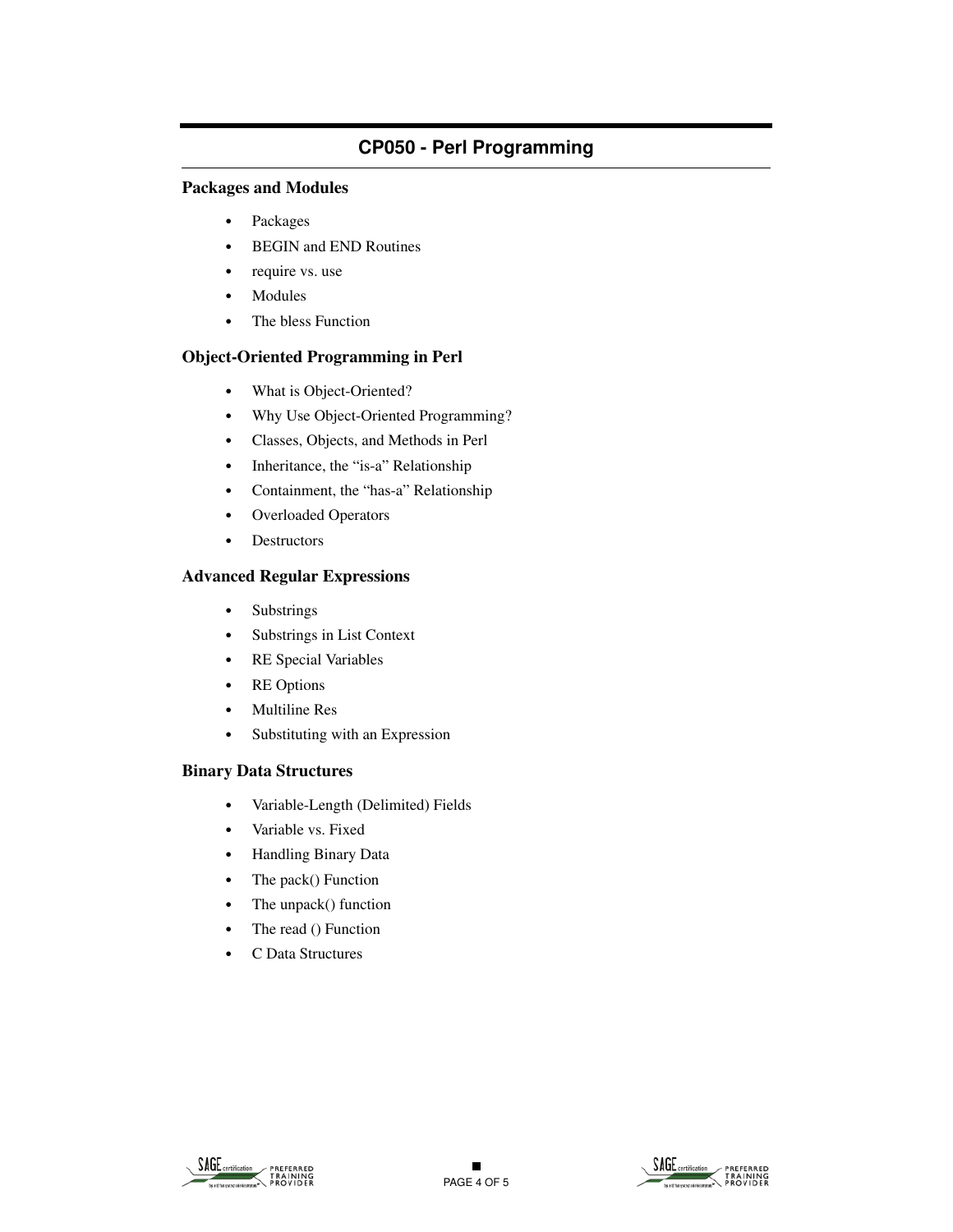# CP050 - Perl Programming

## Packages and Modules

- Packages
- BEGIN and END Routines
- require vs. use
- Modules
- The bless Function

## Object-Oriented Programming in Perl

- What is Object-Oriented?
- Why Use Object-Oriented Programming?
- Classes, Objects, and Methods in Perl
- Inheritance, the “is-a” Relationship
- Containment, the “has-a” Relationship
- Overloaded Operators
- Destructors

## Advanced Regular Expressions

- Substrings
- Substrings in List Context
- RE Special Variables
- RE Options
- Multiline Res
- Substituting with an Expression

## Binary Data Structures

- Variable-Length (Delimited) Fields
- Variable vs. Fixed
- Handling Binary Data
- The pack() Function
- The unpack() function
- The read () Function
- C Data Structures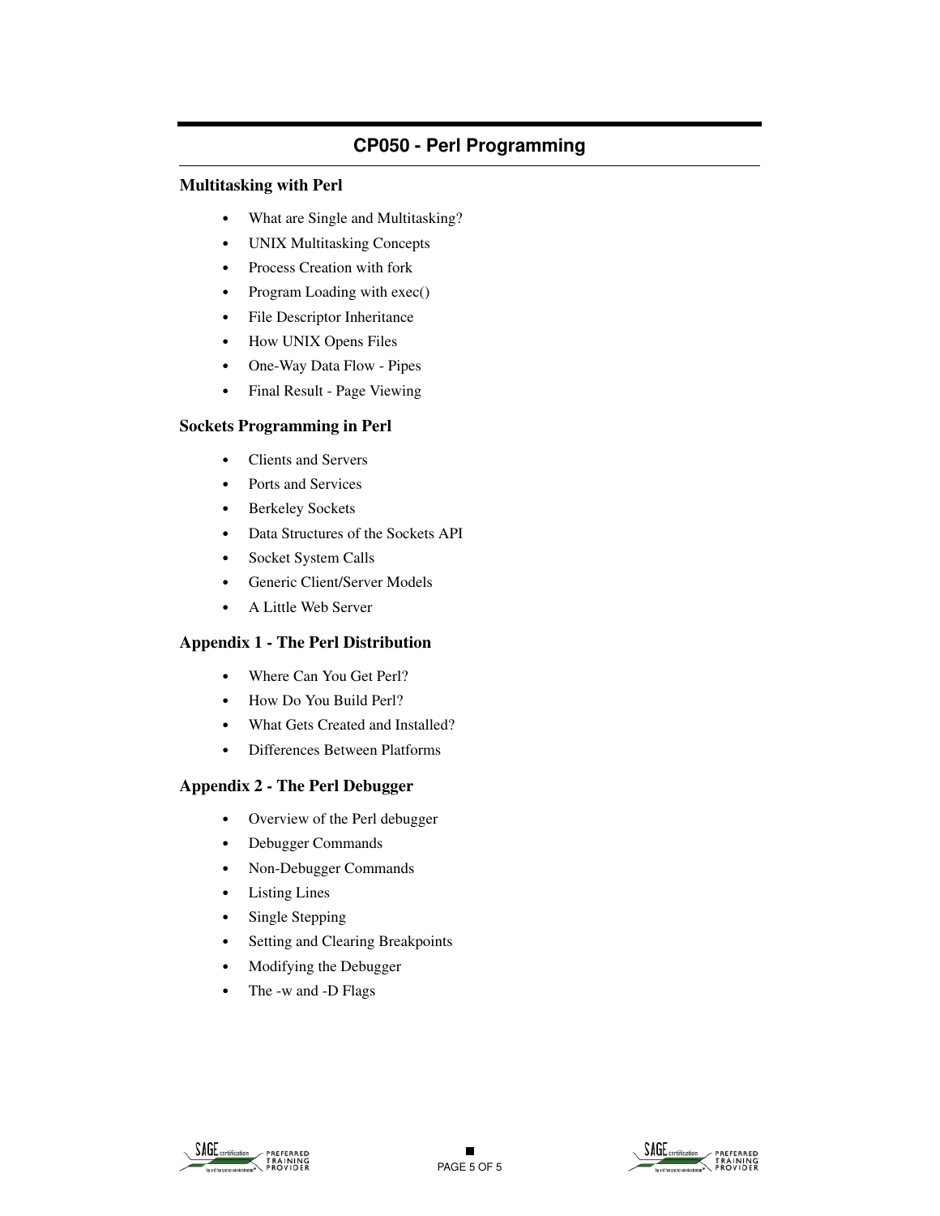# CP050 - Perl Programming

## Multitasking with Perl

- What are Single and Multitasking?
- UNIX Multitasking Concepts
- Process Creation with fork
- Program Loading with exec()
- File Descriptor Inheritance
- How UNIX Opens Files
- One-Way Data Flow - Pipes
- Final Result - Page Viewing

## Sockets Programming in Perl

- Clients and Servers
- Ports and Services
- Berkeley Sockets
- Data Structures of the Sockets API
- Socket System Calls
- Generic Client/Server Models
- A Little Web Server

## Appendix 1 - The Perl Distribution

- Where Can You Get Perl?
- How Do You Build Perl?
- What Gets Created and Installed?
- Differences Between Platforms

## Appendix 2 - The Perl Debugger

- Overview of the Perl debugger
- Debugger Commands
- Non-Debugger Commands
- Listing Lines
- Single Stepping
- Setting and Clearing Breakpoints
- Modifying the Debugger
- The -w and -D Flags